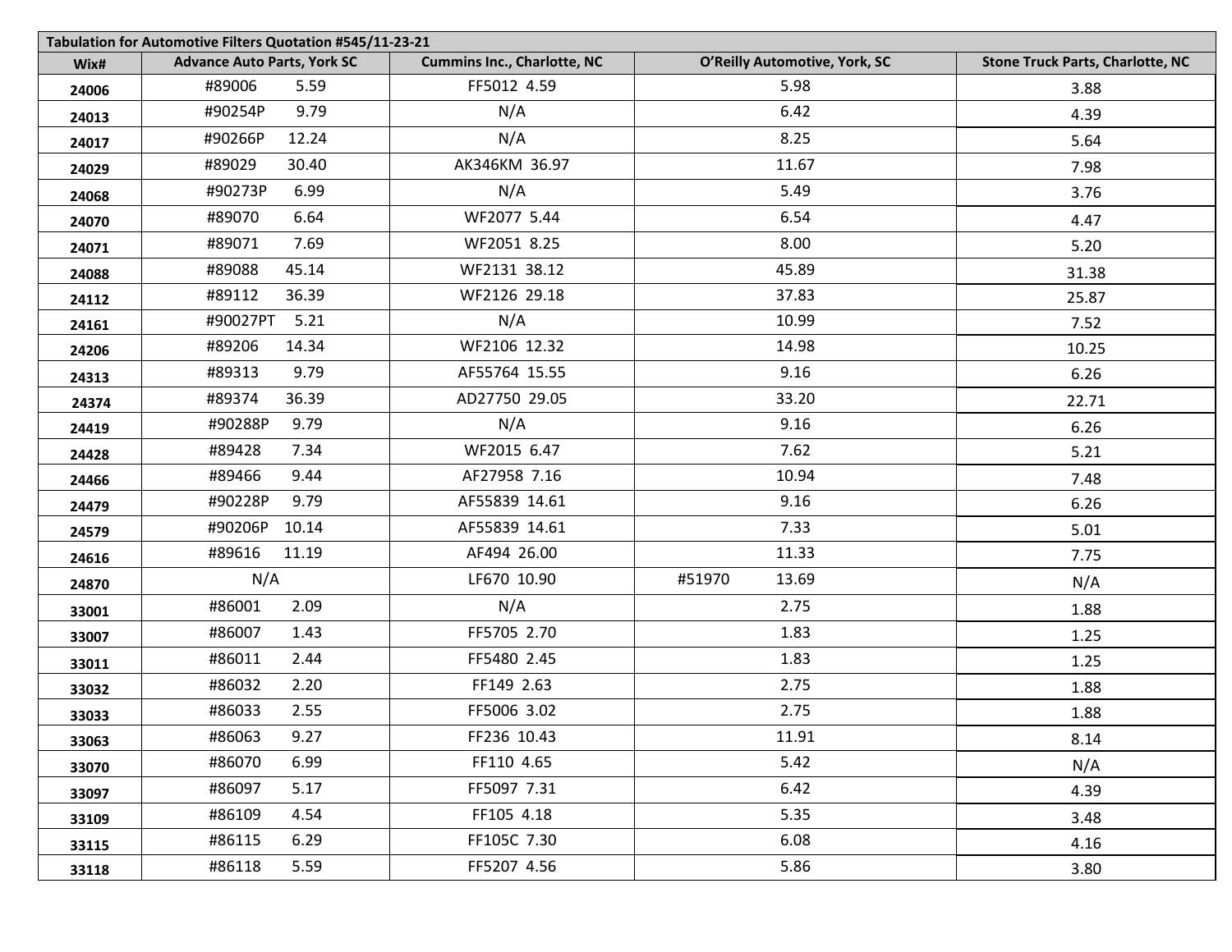| Tabulation for Automotive Filters Quotation #545/11-23-21 | | | | |
|---|---|---|---|---|
| **Wix#** | **Advance Auto Parts, York SC** | **Cummins Inc., Charlotte, NC** | **O'Reilly Automotive, York, SC** | **Stone Truck Parts, Charlotte, NC** |
| **24006** | #89006 5.59 | FF5012 4.59 | 5.98 | 3.88 |
| **24013** | #90254P 9.79 | N/A | 6.42 | 4.39 |
| **24017** | #90266P 12.24 | N/A | 8.25 | 5.64 |
| **24029** | #89029 30.40 | AK346KM 36.97 | 11.67 | 7.98 |
| **24068** | #90273P 6.99 | N/A | 5.49 | 3.76 |
| **24070** | #89070 6.64 | WF2077 5.44 | 6.54 | 4.47 |
| **24071** | #89071 7.69 | WF2051 8.25 | 8.00 | 5.20 |
| **24088** | #89088 45.14 | WF2131 38.12 | 45.89 | 31.38 |
| **24112** | #89112 36.39 | WF2126 29.18 | 37.83 | 25.87 |
| **24161** | #90027PT 5.21 | N/A | 10.99 | 7.52 |
| **24206** | #89206 14.34 | WF2106 12.32 | 14.98 | 10.25 |
| **24313** | #89313 9.79 | AF55764 15.55 | 9.16 | 6.26 |
| **24374** | #89374 36.39 | AD27750 29.05 | 33.20 | 22.71 |
| **24419** | #90288P 9.79 | N/A | 9.16 | 6.26 |
| **24428** | #89428 7.34 | WF2015 6.47 | 7.62 | 5.21 |
| **24466** | #89466 9.44 | AF27958 7.16 | 10.94 | 7.48 |
| **24479** | #90228P 9.79 | AF55839 14.61 | 9.16 | 6.26 |
| **24579** | #90206P 10.14 | AF55839 14.61 | 7.33 | 5.01 |
| **24616** | #89616 11.19 | AF494 26.00 | 11.33 | 7.75 |
| **24870** | N/A | LF670 10.90 | #51970 13.69 | N/A |
| **33001** | #86001 2.09 | N/A | 2.75 | 1.88 |
| **33007** | #86007 1.43 | FF5705 2.70 | 1.83 | 1.25 |
| **33011** | #86011 2.44 | FF5480 2.45 | 1.83 | 1.25 |
| **33032** | #86032 2.20 | FF149 2.63 | 2.75 | 1.88 |
| **33033** | #86033 2.55 | FF5006 3.02 | 2.75 | 1.88 |
| **33063** | #86063 9.27 | FF236 10.43 | 11.91 | 8.14 |
| **33070** | #86070 6.99 | FF110 4.65 | 5.42 | N/A |
| **33097** | #86097 5.17 | FF5097 7.31 | 6.42 | 4.39 |
| **33109** | #86109 4.54 | FF105 4.18 | 5.35 | 3.48 |
| **33115** | #86115 6.29 | FF105C 7.30 | 6.08 | 4.16 |
| **33118** | #86118 5.59 | FF5207 4.56 | 5.86 | 3.80 |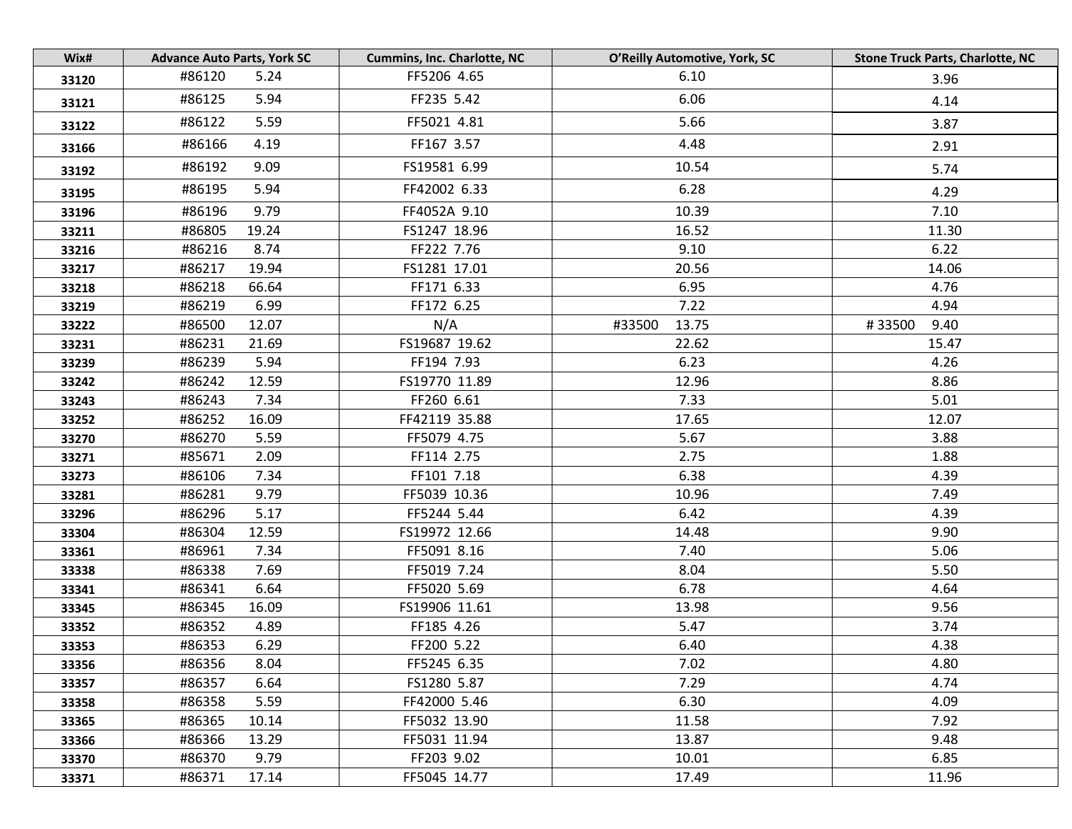| Wix# | Advance Auto Parts, York SC | Cummins, Inc. Charlotte, NC | O'Reilly Automotive, York, SC | Stone Truck Parts, Charlotte, NC |
|---|---|---|---|---|
| **33120** | #86120 5.24 | FF5206 4.65 | 6.10 | 3.96 |
| **33121** | #86125 5.94 | FF235 5.42 | 6.06 | 4.14 |
| **33122** | #86122 5.59 | FF5021 4.81 | 5.66 | 3.87 |
| **33166** | #86166 4.19 | FF167 3.57 | 4.48 | 2.91 |
| **33192** | #86192 9.09 | FS19581 6.99 | 10.54 | 5.74 |
| **33195** | #86195 5.94 | FF42002 6.33 | 6.28 | 4.29 |
| **33196** | #86196 9.79 | FF4052A 9.10 | 10.39 | 7.10 |
| **33211** | #86805 19.24 | FS1247 18.96 | 16.52 | 11.30 |
| **33216** | #86216 8.74 | FF222 7.76 | 9.10 | 6.22 |
| **33217** | #86217 19.94 | FS1281 17.01 | 20.56 | 14.06 |
| **33218** | #86218 66.64 | FF171 6.33 | 6.95 | 4.76 |
| **33219** | #86219 6.99 | FF172 6.25 | 7.22 | 4.94 |
| **33222** | #86500 12.07 | N/A | #33500 13.75 | # 33500 9.40 |
| **33231** | #86231 21.69 | FS19687 19.62 | 22.62 | 15.47 |
| **33239** | #86239 5.94 | FF194 7.93 | 6.23 | 4.26 |
| **33242** | #86242 12.59 | FS19770 11.89 | 12.96 | 8.86 |
| **33243** | #86243 7.34 | FF260 6.61 | 7.33 | 5.01 |
| **33252** | #86252 16.09 | FF42119 35.88 | 17.65 | 12.07 |
| **33270** | #86270 5.59 | FF5079 4.75 | 5.67 | 3.88 |
| **33271** | #85671 2.09 | FF114 2.75 | 2.75 | 1.88 |
| **33273** | #86106 7.34 | FF101 7.18 | 6.38 | 4.39 |
| **33281** | #86281 9.79 | FF5039 10.36 | 10.96 | 7.49 |
| **33296** | #86296 5.17 | FF5244 5.44 | 6.42 | 4.39 |
| **33304** | #86304 12.59 | FS19972 12.66 | 14.48 | 9.90 |
| **33361** | #86961 7.34 | FF5091 8.16 | 7.40 | 5.06 |
| **33338** | #86338 7.69 | FF5019 7.24 | 8.04 | 5.50 |
| **33341** | #86341 6.64 | FF5020 5.69 | 6.78 | 4.64 |
| **33345** | #86345 16.09 | FS19906 11.61 | 13.98 | 9.56 |
| **33352** | #86352 4.89 | FF185 4.26 | 5.47 | 3.74 |
| **33353** | #86353 6.29 | FF200 5.22 | 6.40 | 4.38 |
| **33356** | #86356 8.04 | FF5245 6.35 | 7.02 | 4.80 |
| **33357** | #86357 6.64 | FS1280 5.87 | 7.29 | 4.74 |
| **33358** | #86358 5.59 | FF42000 5.46 | 6.30 | 4.09 |
| **33365** | #86365 10.14 | FF5032 13.90 | 11.58 | 7.92 |
| **33366** | #86366 13.29 | FF5031 11.94 | 13.87 | 9.48 |
| **33370** | #86370 9.79 | FF203 9.02 | 10.01 | 6.85 |
| **33371** | #86371 17.14 | FF5045 14.77 | 17.49 | 11.96 |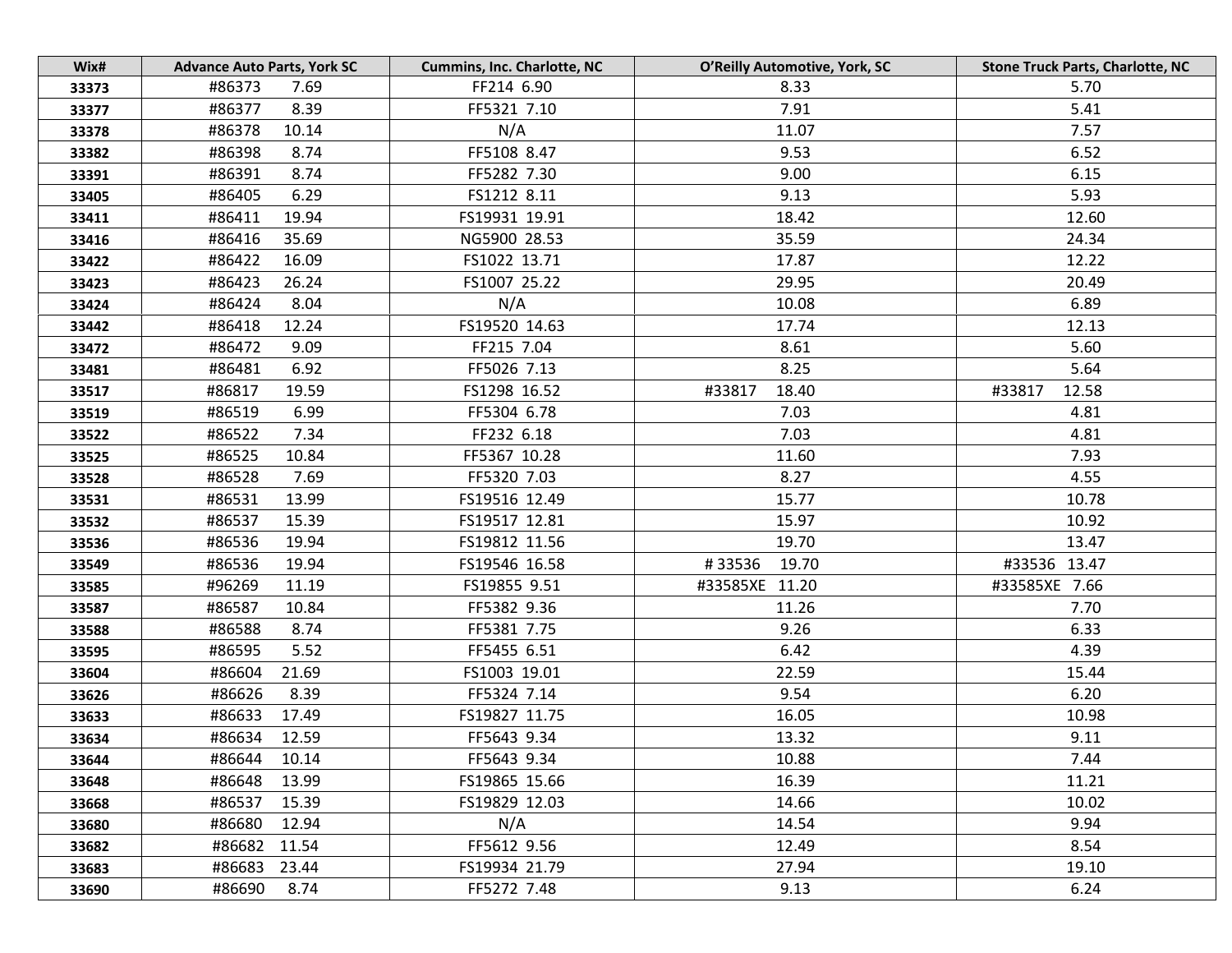| Wix# | Advance Auto Parts, York SC | Cummins, Inc. Charlotte, NC | O'Reilly Automotive, York, SC | Stone Truck Parts, Charlotte, NC |
|---|---|---|---|---|
| **33373** | #86373 7.69 | FF214 6.90 | 8.33 | 5.70 |
| **33377** | #86377 8.39 | FF5321 7.10 | 7.91 | 5.41 |
| **33378** | #86378 10.14 | N/A | 11.07 | 7.57 |
| **33382** | #86398 8.74 | FF5108 8.47 | 9.53 | 6.52 |
| **33391** | #86391 8.74 | FF5282 7.30 | 9.00 | 6.15 |
| **33405** | #86405 6.29 | FS1212 8.11 | 9.13 | 5.93 |
| **33411** | #86411 19.94 | FS19931 19.91 | 18.42 | 12.60 |
| **33416** | #86416 35.69 | NG5900 28.53 | 35.59 | 24.34 |
| **33422** | #86422 16.09 | FS1022 13.71 | 17.87 | 12.22 |
| **33423** | #86423 26.24 | FS1007 25.22 | 29.95 | 20.49 |
| **33424** | #86424 8.04 | N/A | 10.08 | 6.89 |
| **33442** | #86418 12.24 | FS19520 14.63 | 17.74 | 12.13 |
| **33472** | #86472 9.09 | FF215 7.04 | 8.61 | 5.60 |
| **33481** | #86481 6.92 | FF5026 7.13 | 8.25 | 5.64 |
| **33517** | #86817 19.59 | FS1298 16.52 | #33817 18.40 | #33817 12.58 |
| **33519** | #86519 6.99 | FF5304 6.78 | 7.03 | 4.81 |
| **33522** | #86522 7.34 | FF232 6.18 | 7.03 | 4.81 |
| **33525** | #86525 10.84 | FF5367 10.28 | 11.60 | 7.93 |
| **33528** | #86528 7.69 | FF5320 7.03 | 8.27 | 4.55 |
| **33531** | #86531 13.99 | FS19516 12.49 | 15.77 | 10.78 |
| **33532** | #86537 15.39 | FS19517 12.81 | 15.97 | 10.92 |
| **33536** | #86536 19.94 | FS19812 11.56 | 19.70 | 13.47 |
| **33549** | #86536 19.94 | FS19546 16.58 | # 33536 19.70 | #33536 13.47 |
| **33585** | #96269 11.19 | FS19855 9.51 | #33585XE 11.20 | #33585XE 7.66 |
| **33587** | #86587 10.84 | FF5382 9.36 | 11.26 | 7.70 |
| **33588** | #86588 8.74 | FF5381 7.75 | 9.26 | 6.33 |
| **33595** | #86595 5.52 | FF5455 6.51 | 6.42 | 4.39 |
| **33604** | #86604 21.69 | FS1003 19.01 | 22.59 | 15.44 |
| **33626** | #86626 8.39 | FF5324 7.14 | 9.54 | 6.20 |
| **33633** | #86633 17.49 | FS19827 11.75 | 16.05 | 10.98 |
| **33634** | #86634 12.59 | FF5643 9.34 | 13.32 | 9.11 |
| **33644** | #86644 10.14 | FF5643 9.34 | 10.88 | 7.44 |
| **33648** | #86648 13.99 | FS19865 15.66 | 16.39 | 11.21 |
| **33668** | #86537 15.39 | FS19829 12.03 | 14.66 | 10.02 |
| **33680** | #86680 12.94 | N/A | 14.54 | 9.94 |
| **33682** | #86682 11.54 | FF5612 9.56 | 12.49 | 8.54 |
| **33683** | #86683 23.44 | FS19934 21.79 | 27.94 | 19.10 |
| **33690** | #86690 8.74 | FF5272 7.48 | 9.13 | 6.24 |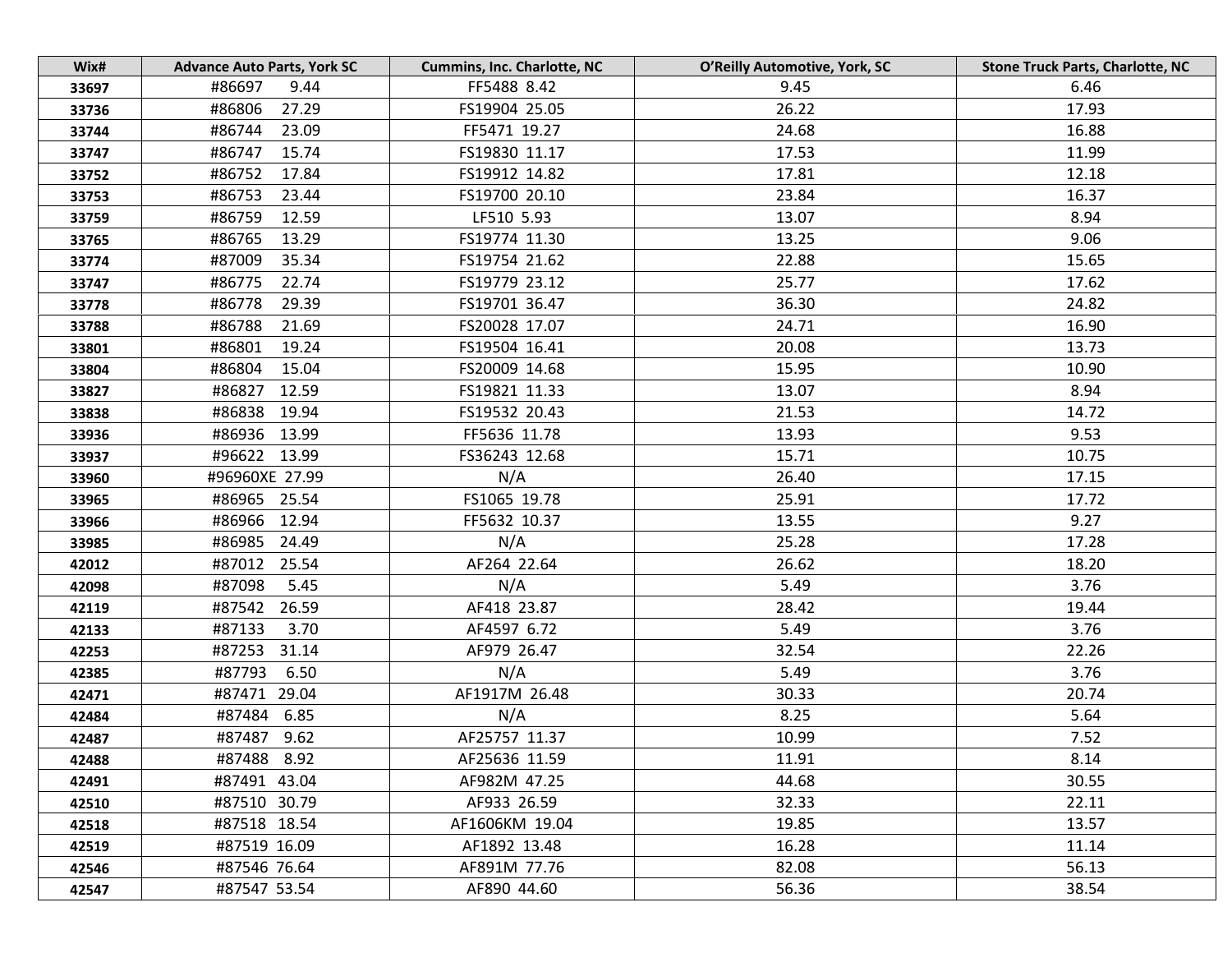| Wix# | Advance Auto Parts, York SC | Cummins, Inc. Charlotte, NC | O'Reilly Automotive, York, SC | Stone Truck Parts, Charlotte, NC |
|---|---|---|---|---|
| **33697** | #86697 9.44 | FF5488 8.42 | 9.45 | 6.46 |
| **33736** | #86806 27.29 | FS19904 25.05 | 26.22 | 17.93 |
| **33744** | #86744 23.09 | FF5471 19.27 | 24.68 | 16.88 |
| **33747** | #86747 15.74 | FS19830 11.17 | 17.53 | 11.99 |
| **33752** | #86752 17.84 | FS19912 14.82 | 17.81 | 12.18 |
| **33753** | #86753 23.44 | FS19700 20.10 | 23.84 | 16.37 |
| **33759** | #86759 12.59 | LF510 5.93 | 13.07 | 8.94 |
| **33765** | #86765 13.29 | FS19774 11.30 | 13.25 | 9.06 |
| **33774** | #87009 35.34 | FS19754 21.62 | 22.88 | 15.65 |
| **33747** | #86775 22.74 | FS19779 23.12 | 25.77 | 17.62 |
| **33778** | #86778 29.39 | FS19701 36.47 | 36.30 | 24.82 |
| **33788** | #86788 21.69 | FS20028 17.07 | 24.71 | 16.90 |
| **33801** | #86801 19.24 | FS19504 16.41 | 20.08 | 13.73 |
| **33804** | #86804 15.04 | FS20009 14.68 | 15.95 | 10.90 |
| **33827** | #86827 12.59 | FS19821 11.33 | 13.07 | 8.94 |
| **33838** | #86838 19.94 | FS19532 20.43 | 21.53 | 14.72 |
| **33936** | #86936 13.99 | FF5636 11.78 | 13.93 | 9.53 |
| **33937** | #96622 13.99 | FS36243 12.68 | 15.71 | 10.75 |
| **33960** | #96960XE 27.99 | N/A | 26.40 | 17.15 |
| **33965** | #86965 25.54 | FS1065 19.78 | 25.91 | 17.72 |
| **33966** | #86966 12.94 | FF5632 10.37 | 13.55 | 9.27 |
| **33985** | #86985 24.49 | N/A | 25.28 | 17.28 |
| **42012** | #87012 25.54 | AF264 22.64 | 26.62 | 18.20 |
| **42098** | #87098 5.45 | N/A | 5.49 | 3.76 |
| **42119** | #87542 26.59 | AF418 23.87 | 28.42 | 19.44 |
| **42133** | #87133 3.70 | AF4597 6.72 | 5.49 | 3.76 |
| **42253** | #87253 31.14 | AF979 26.47 | 32.54 | 22.26 |
| **42385** | #87793 6.50 | N/A | 5.49 | 3.76 |
| **42471** | #87471 29.04 | AF1917M 26.48 | 30.33 | 20.74 |
| **42484** | #87484 6.85 | N/A | 8.25 | 5.64 |
| **42487** | #87487 9.62 | AF25757 11.37 | 10.99 | 7.52 |
| **42488** | #87488 8.92 | AF25636 11.59 | 11.91 | 8.14 |
| **42491** | #87491 43.04 | AF982M 47.25 | 44.68 | 30.55 |
| **42510** | #87510 30.79 | AF933 26.59 | 32.33 | 22.11 |
| **42518** | #87518 18.54 | AF1606KM 19.04 | 19.85 | 13.57 |
| **42519** | #87519 16.09 | AF1892 13.48 | 16.28 | 11.14 |
| **42546** | #87546 76.64 | AF891M 77.76 | 82.08 | 56.13 |
| **42547** | #87547 53.54 | AF890 44.60 | 56.36 | 38.54 |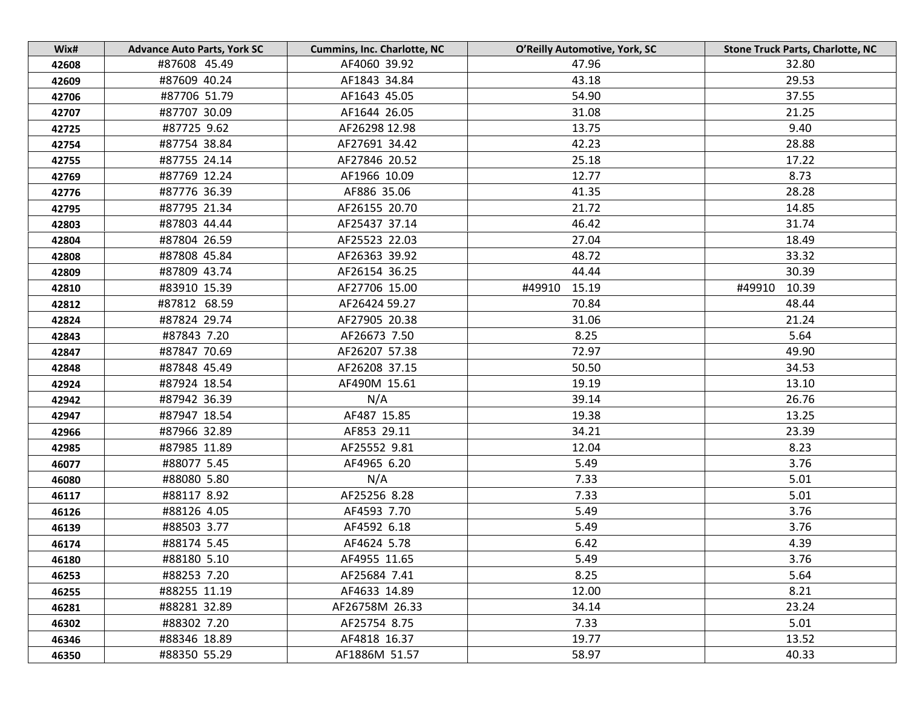| Wix# | Advance Auto Parts, York SC | Cummins, Inc. Charlotte, NC | O'Reilly Automotive, York, SC | Stone Truck Parts, Charlotte, NC |
|---|---|---|---|---|
| 42608 | #87608 45.49 | AF4060 39.92 | 47.96 | 32.80 |
| 42609 | #87609 40.24 | AF1843 34.84 | 43.18 | 29.53 |
| 42706 | #87706 51.79 | AF1643 45.05 | 54.90 | 37.55 |
| 42707 | #87707 30.09 | AF1644 26.05 | 31.08 | 21.25 |
| 42725 | #87725 9.62 | AF26298 12.98 | 13.75 | 9.40 |
| 42754 | #87754 38.84 | AF27691 34.42 | 42.23 | 28.88 |
| 42755 | #87755 24.14 | AF27846 20.52 | 25.18 | 17.22 |
| 42769 | #87769 12.24 | AF1966 10.09 | 12.77 | 8.73 |
| 42776 | #87776 36.39 | AF886 35.06 | 41.35 | 28.28 |
| 42795 | #87795 21.34 | AF26155 20.70 | 21.72 | 14.85 |
| 42803 | #87803 44.44 | AF25437 37.14 | 46.42 | 31.74 |
| 42804 | #87804 26.59 | AF25523 22.03 | 27.04 | 18.49 |
| 42808 | #87808 45.84 | AF26363 39.92 | 48.72 | 33.32 |
| 42809 | #87809 43.74 | AF26154 36.25 | 44.44 | 30.39 |
| 42810 | #83910 15.39 | AF27706 15.00 | #49910 15.19 | #49910 10.39 |
| 42812 | #87812 68.59 | AF26424 59.27 | 70.84 | 48.44 |
| 42824 | #87824 29.74 | AF27905 20.38 | 31.06 | 21.24 |
| 42843 | #87843 7.20 | AF26673 7.50 | 8.25 | 5.64 |
| 42847 | #87847 70.69 | AF26207 57.38 | 72.97 | 49.90 |
| 42848 | #87848 45.49 | AF26208 37.15 | 50.50 | 34.53 |
| 42924 | #87924 18.54 | AF490M 15.61 | 19.19 | 13.10 |
| 42942 | #87942 36.39 | N/A | 39.14 | 26.76 |
| 42947 | #87947 18.54 | AF487 15.85 | 19.38 | 13.25 |
| 42966 | #87966 32.89 | AF853 29.11 | 34.21 | 23.39 |
| 42985 | #87985 11.89 | AF25552 9.81 | 12.04 | 8.23 |
| 46077 | #88077 5.45 | AF4965 6.20 | 5.49 | 3.76 |
| 46080 | #88080 5.80 | N/A | 7.33 | 5.01 |
| 46117 | #88117 8.92 | AF25256 8.28 | 7.33 | 5.01 |
| 46126 | #88126 4.05 | AF4593 7.70 | 5.49 | 3.76 |
| 46139 | #88503 3.77 | AF4592 6.18 | 5.49 | 3.76 |
| 46174 | #88174 5.45 | AF4624 5.78 | 6.42 | 4.39 |
| 46180 | #88180 5.10 | AF4955 11.65 | 5.49 | 3.76 |
| 46253 | #88253 7.20 | AF25684 7.41 | 8.25 | 5.64 |
| 46255 | #88255 11.19 | AF4633 14.89 | 12.00 | 8.21 |
| 46281 | #88281 32.89 | AF26758M 26.33 | 34.14 | 23.24 |
| 46302 | #88302 7.20 | AF25754 8.75 | 7.33 | 5.01 |
| 46346 | #88346 18.89 | AF4818 16.37 | 19.77 | 13.52 |
| 46350 | #88350 55.29 | AF1886M 51.57 | 58.97 | 40.33 |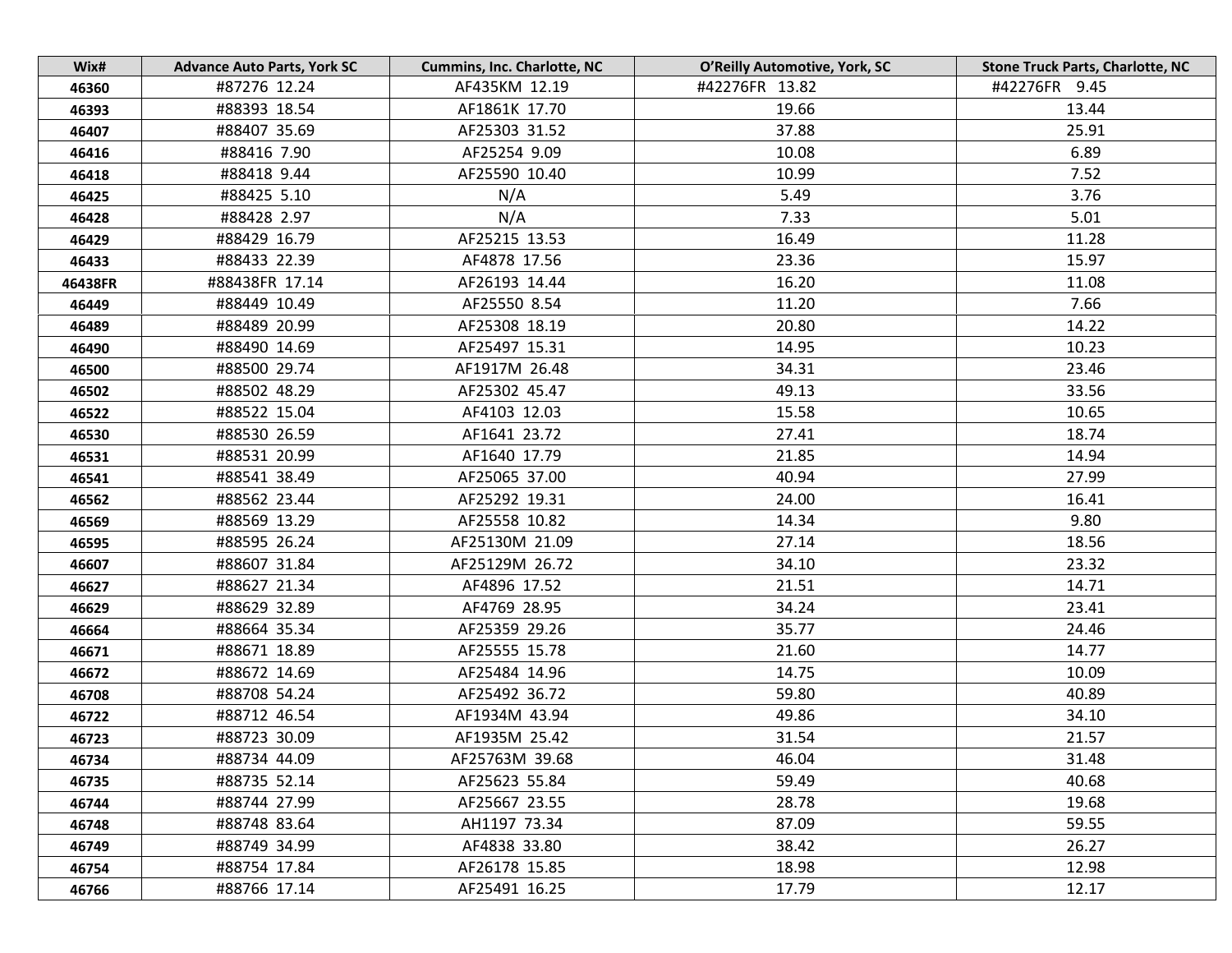| Wix# | Advance Auto Parts, York SC | Cummins, Inc. Charlotte, NC | O'Reilly Automotive, York, SC | Stone Truck Parts, Charlotte, NC |
|---|---|---|---|---|
| 46360 | #87276 12.24 | AF435KM 12.19 | #42276FR 13.82 | #42276FR 9.45 |
| 46393 | #88393 18.54 | AF1861K 17.70 | 19.66 | 13.44 |
| 46407 | #88407 35.69 | AF25303 31.52 | 37.88 | 25.91 |
| 46416 | #88416 7.90 | AF25254 9.09 | 10.08 | 6.89 |
| 46418 | #88418 9.44 | AF25590 10.40 | 10.99 | 7.52 |
| 46425 | #88425 5.10 | N/A | 5.49 | 3.76 |
| 46428 | #88428 2.97 | N/A | 7.33 | 5.01 |
| 46429 | #88429 16.79 | AF25215 13.53 | 16.49 | 11.28 |
| 46433 | #88433 22.39 | AF4878 17.56 | 23.36 | 15.97 |
| 46438FR | #88438FR 17.14 | AF26193 14.44 | 16.20 | 11.08 |
| 46449 | #88449 10.49 | AF25550 8.54 | 11.20 | 7.66 |
| 46489 | #88489 20.99 | AF25308 18.19 | 20.80 | 14.22 |
| 46490 | #88490 14.69 | AF25497 15.31 | 14.95 | 10.23 |
| 46500 | #88500 29.74 | AF1917M 26.48 | 34.31 | 23.46 |
| 46502 | #88502 48.29 | AF25302 45.47 | 49.13 | 33.56 |
| 46522 | #88522 15.04 | AF4103 12.03 | 15.58 | 10.65 |
| 46530 | #88530 26.59 | AF1641 23.72 | 27.41 | 18.74 |
| 46531 | #88531 20.99 | AF1640 17.79 | 21.85 | 14.94 |
| 46541 | #88541 38.49 | AF25065 37.00 | 40.94 | 27.99 |
| 46562 | #88562 23.44 | AF25292 19.31 | 24.00 | 16.41 |
| 46569 | #88569 13.29 | AF25558 10.82 | 14.34 | 9.80 |
| 46595 | #88595 26.24 | AF25130M 21.09 | 27.14 | 18.56 |
| 46607 | #88607 31.84 | AF25129M 26.72 | 34.10 | 23.32 |
| 46627 | #88627 21.34 | AF4896 17.52 | 21.51 | 14.71 |
| 46629 | #88629 32.89 | AF4769 28.95 | 34.24 | 23.41 |
| 46664 | #88664 35.34 | AF25359 29.26 | 35.77 | 24.46 |
| 46671 | #88671 18.89 | AF25555 15.78 | 21.60 | 14.77 |
| 46672 | #88672 14.69 | AF25484 14.96 | 14.75 | 10.09 |
| 46708 | #88708 54.24 | AF25492 36.72 | 59.80 | 40.89 |
| 46722 | #88712 46.54 | AF1934M 43.94 | 49.86 | 34.10 |
| 46723 | #88723 30.09 | AF1935M 25.42 | 31.54 | 21.57 |
| 46734 | #88734 44.09 | AF25763M 39.68 | 46.04 | 31.48 |
| 46735 | #88735 52.14 | AF25623 55.84 | 59.49 | 40.68 |
| 46744 | #88744 27.99 | AF25667 23.55 | 28.78 | 19.68 |
| 46748 | #88748 83.64 | AH1197 73.34 | 87.09 | 59.55 |
| 46749 | #88749 34.99 | AF4838 33.80 | 38.42 | 26.27 |
| 46754 | #88754 17.84 | AF26178 15.85 | 18.98 | 12.98 |
| 46766 | #88766 17.14 | AF25491 16.25 | 17.79 | 12.17 |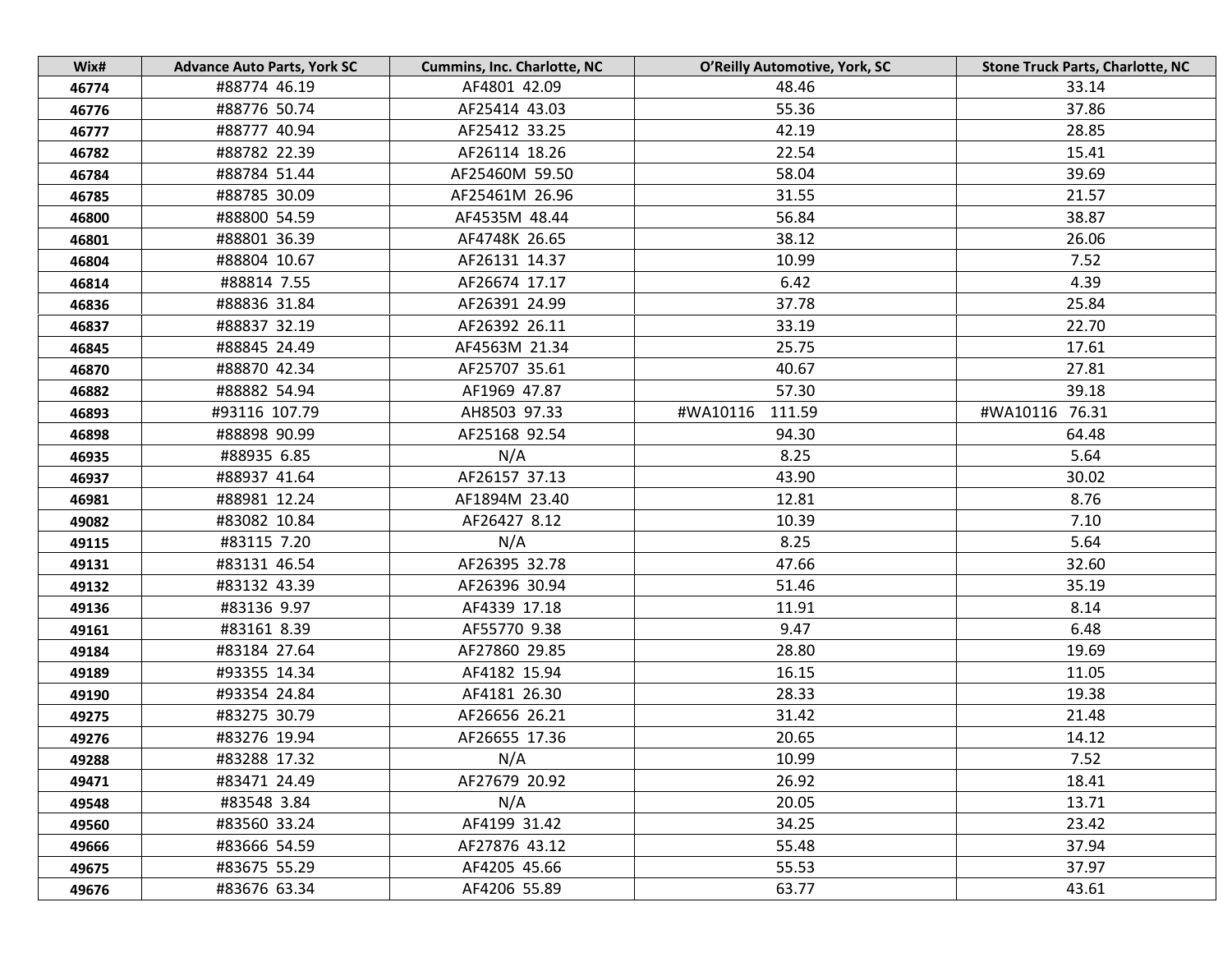| Wix# | Advance Auto Parts, York SC | Cummins, Inc. Charlotte, NC | O'Reilly Automotive, York, SC | Stone Truck Parts, Charlotte, NC |
|---|---|---|---|---|
| 46774 | #88774 46.19 | AF4801 42.09 | 48.46 | 33.14 |
| 46776 | #88776 50.74 | AF25414 43.03 | 55.36 | 37.86 |
| 46777 | #88777 40.94 | AF25412 33.25 | 42.19 | 28.85 |
| 46782 | #88782 22.39 | AF26114 18.26 | 22.54 | 15.41 |
| 46784 | #88784 51.44 | AF25460M 59.50 | 58.04 | 39.69 |
| 46785 | #88785 30.09 | AF25461M 26.96 | 31.55 | 21.57 |
| 46800 | #88800 54.59 | AF4535M 48.44 | 56.84 | 38.87 |
| 46801 | #88801 36.39 | AF4748K 26.65 | 38.12 | 26.06 |
| 46804 | #88804 10.67 | AF26131 14.37 | 10.99 | 7.52 |
| 46814 | #88814 7.55 | AF26674 17.17 | 6.42 | 4.39 |
| 46836 | #88836 31.84 | AF26391 24.99 | 37.78 | 25.84 |
| 46837 | #88837 32.19 | AF26392 26.11 | 33.19 | 22.70 |
| 46845 | #88845 24.49 | AF4563M 21.34 | 25.75 | 17.61 |
| 46870 | #88870 42.34 | AF25707 35.61 | 40.67 | 27.81 |
| 46882 | #88882 54.94 | AF1969 47.87 | 57.30 | 39.18 |
| 46893 | #93116 107.79 | AH8503 97.33 | #WA10116 111.59 | #WA10116 76.31 |
| 46898 | #88898 90.99 | AF25168 92.54 | 94.30 | 64.48 |
| 46935 | #88935 6.85 | N/A | 8.25 | 5.64 |
| 46937 | #88937 41.64 | AF26157 37.13 | 43.90 | 30.02 |
| 46981 | #88981 12.24 | AF1894M 23.40 | 12.81 | 8.76 |
| 49082 | #83082 10.84 | AF26427 8.12 | 10.39 | 7.10 |
| 49115 | #83115 7.20 | N/A | 8.25 | 5.64 |
| 49131 | #83131 46.54 | AF26395 32.78 | 47.66 | 32.60 |
| 49132 | #83132 43.39 | AF26396 30.94 | 51.46 | 35.19 |
| 49136 | #83136 9.97 | AF4339 17.18 | 11.91 | 8.14 |
| 49161 | #83161 8.39 | AF55770 9.38 | 9.47 | 6.48 |
| 49184 | #83184 27.64 | AF27860 29.85 | 28.80 | 19.69 |
| 49189 | #93355 14.34 | AF4182 15.94 | 16.15 | 11.05 |
| 49190 | #93354 24.84 | AF4181 26.30 | 28.33 | 19.38 |
| 49275 | #83275 30.79 | AF26656 26.21 | 31.42 | 21.48 |
| 49276 | #83276 19.94 | AF26655 17.36 | 20.65 | 14.12 |
| 49288 | #83288 17.32 | N/A | 10.99 | 7.52 |
| 49471 | #83471 24.49 | AF27679 20.92 | 26.92 | 18.41 |
| 49548 | #83548 3.84 | N/A | 20.05 | 13.71 |
| 49560 | #83560 33.24 | AF4199 31.42 | 34.25 | 23.42 |
| 49666 | #83666 54.59 | AF27876 43.12 | 55.48 | 37.94 |
| 49675 | #83675 55.29 | AF4205 45.66 | 55.53 | 37.97 |
| 49676 | #83676 63.34 | AF4206 55.89 | 63.77 | 43.61 |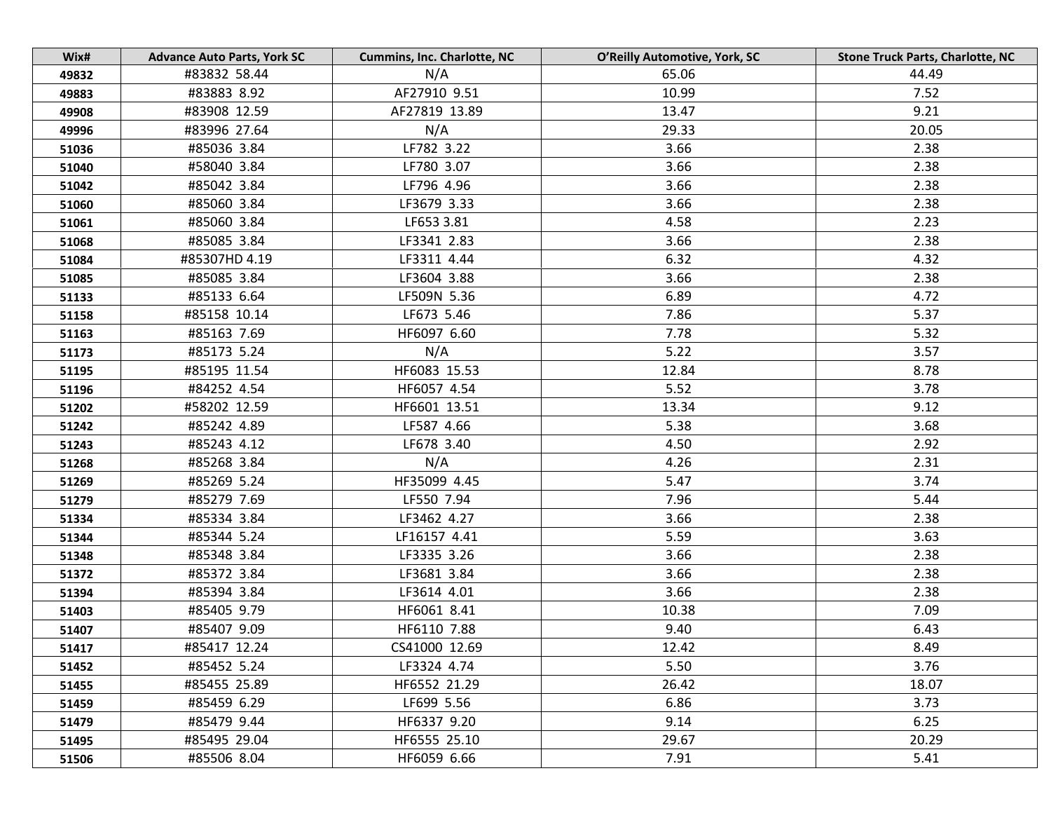| Wix# | Advance Auto Parts, York SC | Cummins, Inc. Charlotte, NC | O'Reilly Automotive, York, SC | Stone Truck Parts, Charlotte, NC |
|---|---|---|---|---|
| 49832 | #83832 58.44 | N/A | 65.06 | 44.49 |
| 49883 | #83883 8.92 | AF27910 9.51 | 10.99 | 7.52 |
| 49908 | #83908 12.59 | AF27819 13.89 | 13.47 | 9.21 |
| 49996 | #83996 27.64 | N/A | 29.33 | 20.05 |
| 51036 | #85036 3.84 | LF782 3.22 | 3.66 | 2.38 |
| 51040 | #58040 3.84 | LF780 3.07 | 3.66 | 2.38 |
| 51042 | #85042 3.84 | LF796 4.96 | 3.66 | 2.38 |
| 51060 | #85060 3.84 | LF3679 3.33 | 3.66 | 2.38 |
| 51061 | #85060 3.84 | LF653 3.81 | 4.58 | 2.23 |
| 51068 | #85085 3.84 | LF3341 2.83 | 3.66 | 2.38 |
| 51084 | #85307HD 4.19 | LF3311 4.44 | 6.32 | 4.32 |
| 51085 | #85085 3.84 | LF3604 3.88 | 3.66 | 2.38 |
| 51133 | #85133 6.64 | LF509N 5.36 | 6.89 | 4.72 |
| 51158 | #85158 10.14 | LF673 5.46 | 7.86 | 5.37 |
| 51163 | #85163 7.69 | HF6097 6.60 | 7.78 | 5.32 |
| 51173 | #85173 5.24 | N/A | 5.22 | 3.57 |
| 51195 | #85195 11.54 | HF6083 15.53 | 12.84 | 8.78 |
| 51196 | #84252 4.54 | HF6057 4.54 | 5.52 | 3.78 |
| 51202 | #58202 12.59 | HF6601 13.51 | 13.34 | 9.12 |
| 51242 | #85242 4.89 | LF587 4.66 | 5.38 | 3.68 |
| 51243 | #85243 4.12 | LF678 3.40 | 4.50 | 2.92 |
| 51268 | #85268 3.84 | N/A | 4.26 | 2.31 |
| 51269 | #85269 5.24 | HF35099 4.45 | 5.47 | 3.74 |
| 51279 | #85279 7.69 | LF550 7.94 | 7.96 | 5.44 |
| 51334 | #85334 3.84 | LF3462 4.27 | 3.66 | 2.38 |
| 51344 | #85344 5.24 | LF16157 4.41 | 5.59 | 3.63 |
| 51348 | #85348 3.84 | LF3335 3.26 | 3.66 | 2.38 |
| 51372 | #85372 3.84 | LF3681 3.84 | 3.66 | 2.38 |
| 51394 | #85394 3.84 | LF3614 4.01 | 3.66 | 2.38 |
| 51403 | #85405 9.79 | HF6061 8.41 | 10.38 | 7.09 |
| 51407 | #85407 9.09 | HF6110 7.88 | 9.40 | 6.43 |
| 51417 | #85417 12.24 | CS41000 12.69 | 12.42 | 8.49 |
| 51452 | #85452 5.24 | LF3324 4.74 | 5.50 | 3.76 |
| 51455 | #85455 25.89 | HF6552 21.29 | 26.42 | 18.07 |
| 51459 | #85459 6.29 | LF699 5.56 | 6.86 | 3.73 |
| 51479 | #85479 9.44 | HF6337 9.20 | 9.14 | 6.25 |
| 51495 | #85495 29.04 | HF6555 25.10 | 29.67 | 20.29 |
| 51506 | #85506 8.04 | HF6059 6.66 | 7.91 | 5.41 |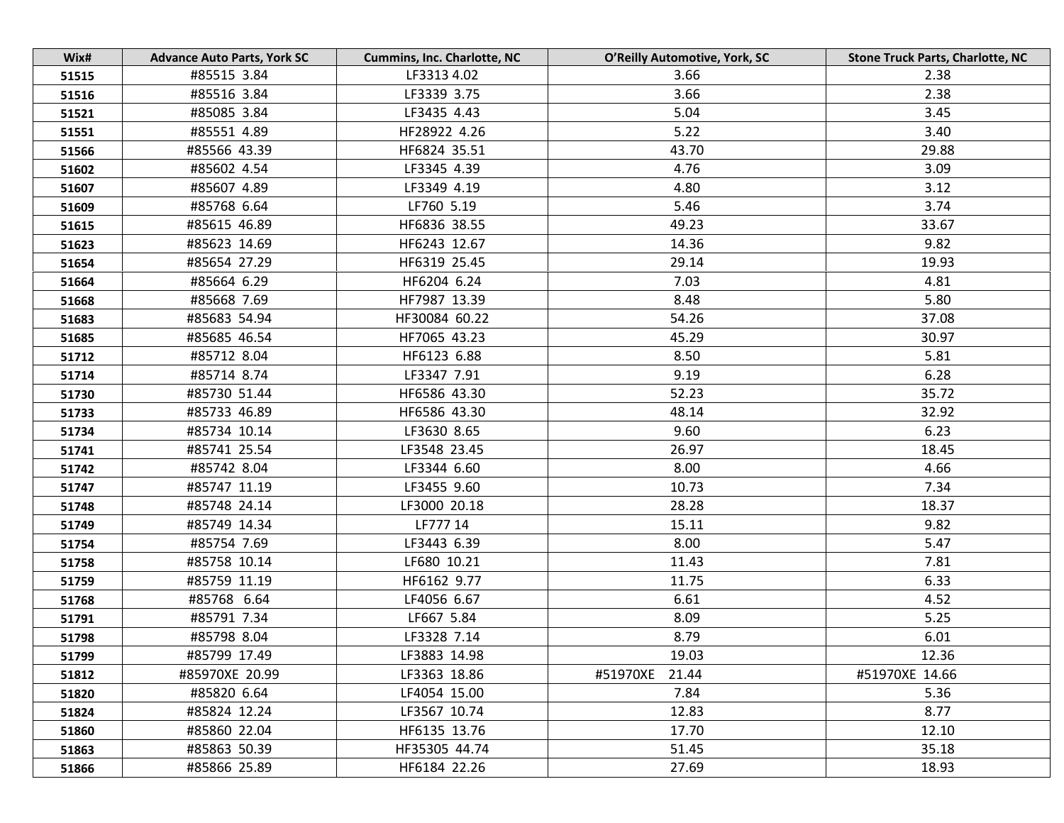| Wix# | Advance Auto Parts, York SC | Cummins, Inc. Charlotte, NC | O'Reilly Automotive, York, SC | Stone Truck Parts, Charlotte, NC |
|---|---|---|---|---|
| 51515 | #85515 3.84 | LF3313 4.02 | 3.66 | 2.38 |
| 51516 | #85516 3.84 | LF3339 3.75 | 3.66 | 2.38 |
| 51521 | #85085 3.84 | LF3435 4.43 | 5.04 | 3.45 |
| 51551 | #85551 4.89 | HF28922 4.26 | 5.22 | 3.40 |
| 51566 | #85566 43.39 | HF6824 35.51 | 43.70 | 29.88 |
| 51602 | #85602 4.54 | LF3345 4.39 | 4.76 | 3.09 |
| 51607 | #85607 4.89 | LF3349 4.19 | 4.80 | 3.12 |
| 51609 | #85768 6.64 | LF760 5.19 | 5.46 | 3.74 |
| 51615 | #85615 46.89 | HF6836 38.55 | 49.23 | 33.67 |
| 51623 | #85623 14.69 | HF6243 12.67 | 14.36 | 9.82 |
| 51654 | #85654 27.29 | HF6319 25.45 | 29.14 | 19.93 |
| 51664 | #85664 6.29 | HF6204 6.24 | 7.03 | 4.81 |
| 51668 | #85668 7.69 | HF7987 13.39 | 8.48 | 5.80 |
| 51683 | #85683 54.94 | HF30084 60.22 | 54.26 | 37.08 |
| 51685 | #85685 46.54 | HF7065 43.23 | 45.29 | 30.97 |
| 51712 | #85712 8.04 | HF6123 6.88 | 8.50 | 5.81 |
| 51714 | #85714 8.74 | LF3347 7.91 | 9.19 | 6.28 |
| 51730 | #85730 51.44 | HF6586 43.30 | 52.23 | 35.72 |
| 51733 | #85733 46.89 | HF6586 43.30 | 48.14 | 32.92 |
| 51734 | #85734 10.14 | LF3630 8.65 | 9.60 | 6.23 |
| 51741 | #85741 25.54 | LF3548 23.45 | 26.97 | 18.45 |
| 51742 | #85742 8.04 | LF3344 6.60 | 8.00 | 4.66 |
| 51747 | #85747 11.19 | LF3455 9.60 | 10.73 | 7.34 |
| 51748 | #85748 24.14 | LF3000 20.18 | 28.28 | 18.37 |
| 51749 | #85749 14.34 | LF777 14 | 15.11 | 9.82 |
| 51754 | #85754 7.69 | LF3443 6.39 | 8.00 | 5.47 |
| 51758 | #85758 10.14 | LF680 10.21 | 11.43 | 7.81 |
| 51759 | #85759 11.19 | HF6162 9.77 | 11.75 | 6.33 |
| 51768 | #85768 6.64 | LF4056 6.67 | 6.61 | 4.52 |
| 51791 | #85791 7.34 | LF667 5.84 | 8.09 | 5.25 |
| 51798 | #85798 8.04 | LF3328 7.14 | 8.79 | 6.01 |
| 51799 | #85799 17.49 | LF3883 14.98 | 19.03 | 12.36 |
| 51812 | #85970XE 20.99 | LF3363 18.86 | #51970XE 21.44 | #51970XE 14.66 |
| 51820 | #85820 6.64 | LF4054 15.00 | 7.84 | 5.36 |
| 51824 | #85824 12.24 | LF3567 10.74 | 12.83 | 8.77 |
| 51860 | #85860 22.04 | HF6135 13.76 | 17.70 | 12.10 |
| 51863 | #85863 50.39 | HF35305 44.74 | 51.45 | 35.18 |
| 51866 | #85866 25.89 | HF6184 22.26 | 27.69 | 18.93 |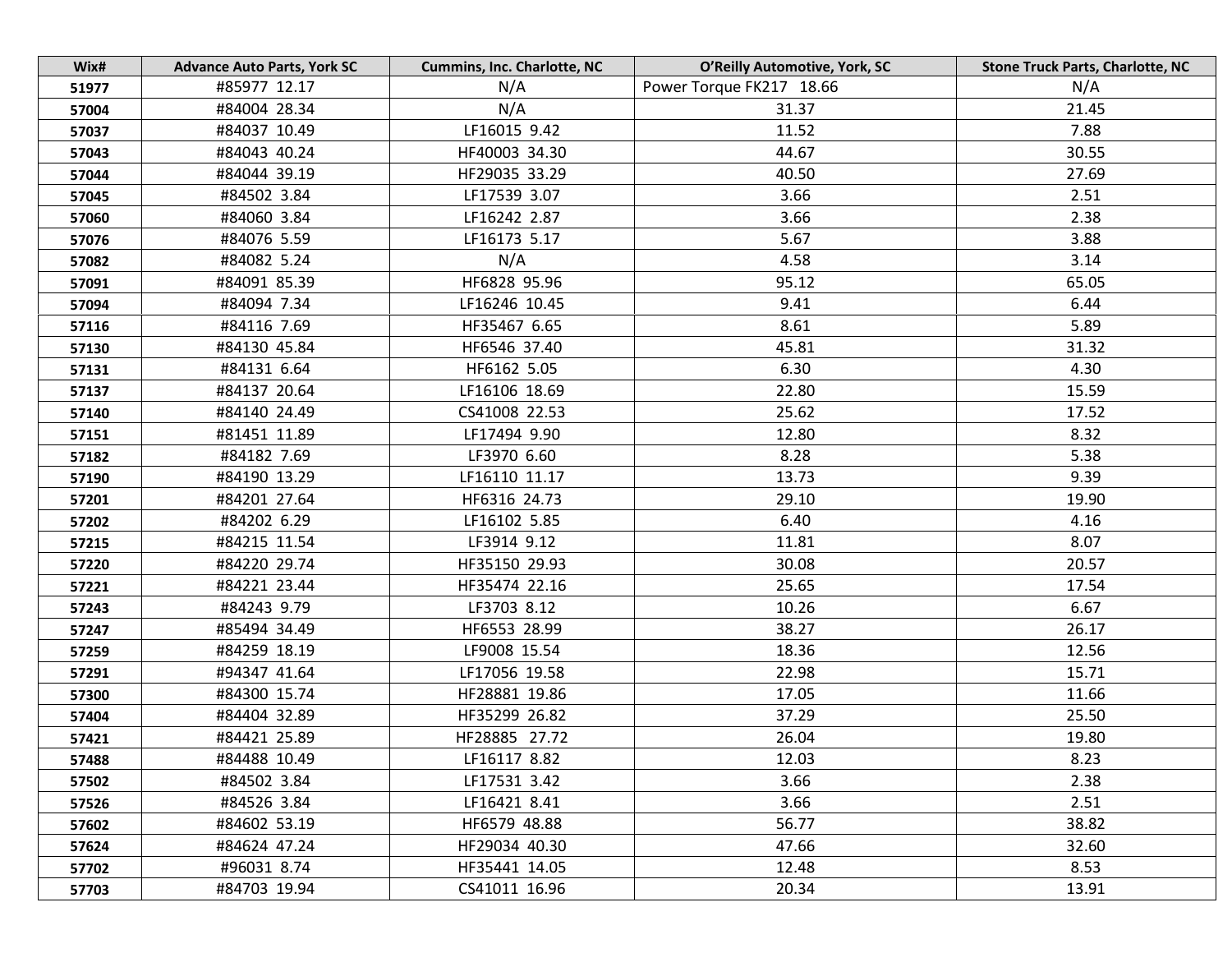| Wix# | Advance Auto Parts, York SC | Cummins, Inc. Charlotte, NC | O'Reilly Automotive, York, SC | Stone Truck Parts, Charlotte, NC |
|---|---|---|---|---|
| 51977 | #85977 12.17 | N/A | Power Torque FK217 18.66 | N/A |
| 57004 | #84004 28.34 | N/A | 31.37 | 21.45 |
| 57037 | #84037 10.49 | LF16015 9.42 | 11.52 | 7.88 |
| 57043 | #84043 40.24 | HF40003 34.30 | 44.67 | 30.55 |
| 57044 | #84044 39.19 | HF29035 33.29 | 40.50 | 27.69 |
| 57045 | #84502 3.84 | LF17539 3.07 | 3.66 | 2.51 |
| 57060 | #84060 3.84 | LF16242 2.87 | 3.66 | 2.38 |
| 57076 | #84076 5.59 | LF16173 5.17 | 5.67 | 3.88 |
| 57082 | #84082 5.24 | N/A | 4.58 | 3.14 |
| 57091 | #84091 85.39 | HF6828 95.96 | 95.12 | 65.05 |
| 57094 | #84094 7.34 | LF16246 10.45 | 9.41 | 6.44 |
| 57116 | #84116 7.69 | HF35467 6.65 | 8.61 | 5.89 |
| 57130 | #84130 45.84 | HF6546 37.40 | 45.81 | 31.32 |
| 57131 | #84131 6.64 | HF6162 5.05 | 6.30 | 4.30 |
| 57137 | #84137 20.64 | LF16106 18.69 | 22.80 | 15.59 |
| 57140 | #84140 24.49 | CS41008 22.53 | 25.62 | 17.52 |
| 57151 | #81451 11.89 | LF17494 9.90 | 12.80 | 8.32 |
| 57182 | #84182 7.69 | LF3970 6.60 | 8.28 | 5.38 |
| 57190 | #84190 13.29 | LF16110 11.17 | 13.73 | 9.39 |
| 57201 | #84201 27.64 | HF6316 24.73 | 29.10 | 19.90 |
| 57202 | #84202 6.29 | LF16102 5.85 | 6.40 | 4.16 |
| 57215 | #84215 11.54 | LF3914 9.12 | 11.81 | 8.07 |
| 57220 | #84220 29.74 | HF35150 29.93 | 30.08 | 20.57 |
| 57221 | #84221 23.44 | HF35474 22.16 | 25.65 | 17.54 |
| 57243 | #84243 9.79 | LF3703 8.12 | 10.26 | 6.67 |
| 57247 | #85494 34.49 | HF6553 28.99 | 38.27 | 26.17 |
| 57259 | #84259 18.19 | LF9008 15.54 | 18.36 | 12.56 |
| 57291 | #94347 41.64 | LF17056 19.58 | 22.98 | 15.71 |
| 57300 | #84300 15.74 | HF28881 19.86 | 17.05 | 11.66 |
| 57404 | #84404 32.89 | HF35299 26.82 | 37.29 | 25.50 |
| 57421 | #84421 25.89 | HF28885 27.72 | 26.04 | 19.80 |
| 57488 | #84488 10.49 | LF16117 8.82 | 12.03 | 8.23 |
| 57502 | #84502 3.84 | LF17531 3.42 | 3.66 | 2.38 |
| 57526 | #84526 3.84 | LF16421 8.41 | 3.66 | 2.51 |
| 57602 | #84602 53.19 | HF6579 48.88 | 56.77 | 38.82 |
| 57624 | #84624 47.24 | HF29034 40.30 | 47.66 | 32.60 |
| 57702 | #96031 8.74 | HF35441 14.05 | 12.48 | 8.53 |
| 57703 | #84703 19.94 | CS41011 16.96 | 20.34 | 13.91 |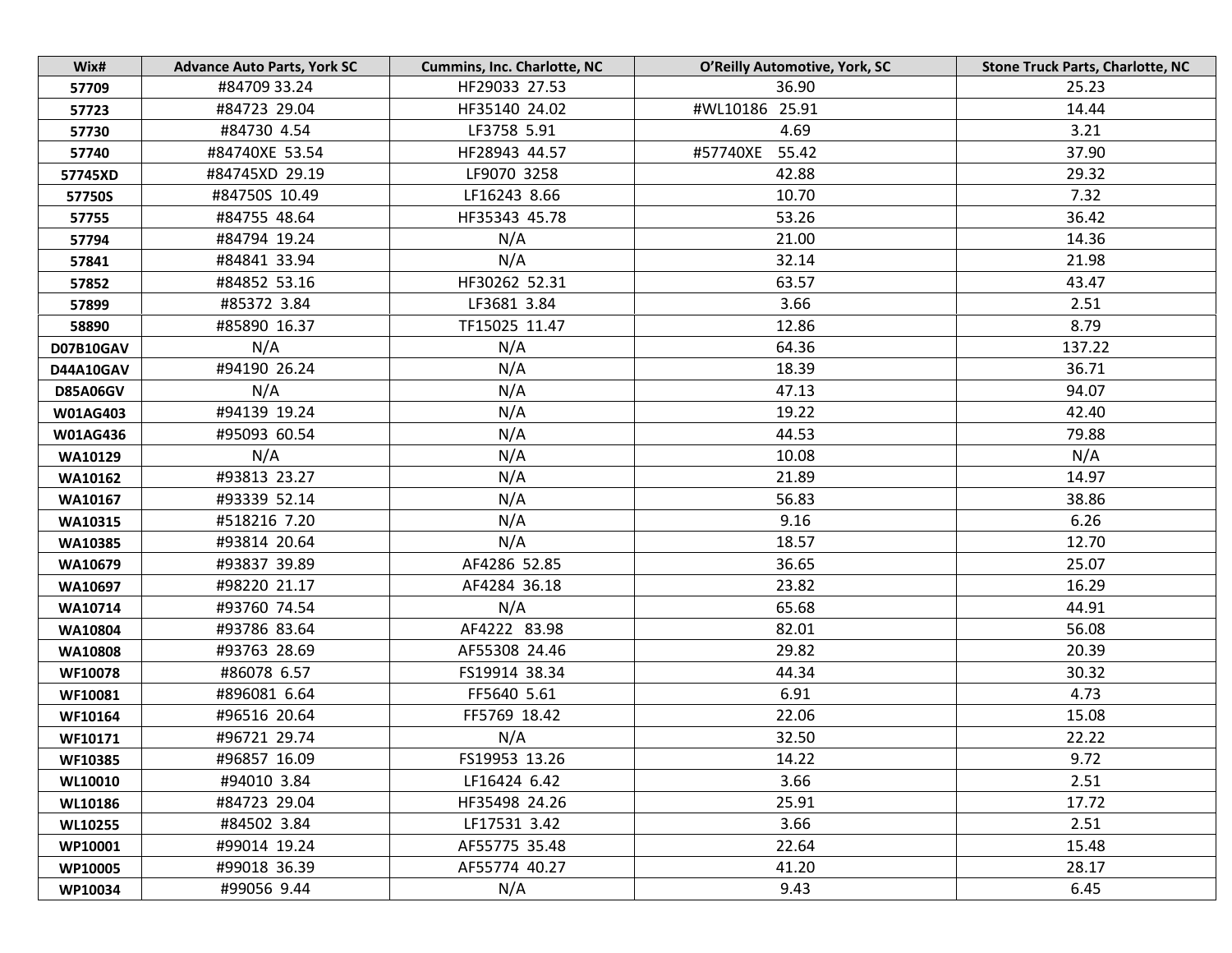| Wix# | Advance Auto Parts, York SC | Cummins, Inc. Charlotte, NC | O'Reilly Automotive, York, SC | Stone Truck Parts, Charlotte, NC |
|---|---|---|---|---|
| 57709 | #84709 33.24 | HF29033 27.53 | 36.90 | 25.23 |
| 57723 | #84723 29.04 | HF35140 24.02 | #WL10186 25.91 | 14.44 |
| 57730 | #84730 4.54 | LF3758 5.91 | 4.69 | 3.21 |
| 57740 | #84740XE 53.54 | HF28943 44.57 | #57740XE 55.42 | 37.90 |
| 57745XD | #84745XD 29.19 | LF9070 3258 | 42.88 | 29.32 |
| 57750S | #84750S 10.49 | LF16243 8.66 | 10.70 | 7.32 |
| 57755 | #84755 48.64 | HF35343 45.78 | 53.26 | 36.42 |
| 57794 | #84794 19.24 | N/A | 21.00 | 14.36 |
| 57841 | #84841 33.94 | N/A | 32.14 | 21.98 |
| 57852 | #84852 53.16 | HF30262 52.31 | 63.57 | 43.47 |
| 57899 | #85372 3.84 | LF3681 3.84 | 3.66 | 2.51 |
| 58890 | #85890 16.37 | TF15025 11.47 | 12.86 | 8.79 |
| D07B10GAV | N/A | N/A | 64.36 | 137.22 |
| D44A10GAV | #94190 26.24 | N/A | 18.39 | 36.71 |
| D85A06GV | N/A | N/A | 47.13 | 94.07 |
| W01AG403 | #94139 19.24 | N/A | 19.22 | 42.40 |
| W01AG436 | #95093 60.54 | N/A | 44.53 | 79.88 |
| WA10129 | N/A | N/A | 10.08 | N/A |
| WA10162 | #93813 23.27 | N/A | 21.89 | 14.97 |
| WA10167 | #93339 52.14 | N/A | 56.83 | 38.86 |
| WA10315 | #518216 7.20 | N/A | 9.16 | 6.26 |
| WA10385 | #93814 20.64 | N/A | 18.57 | 12.70 |
| WA10679 | #93837 39.89 | AF4286 52.85 | 36.65 | 25.07 |
| WA10697 | #98220 21.17 | AF4284 36.18 | 23.82 | 16.29 |
| WA10714 | #93760 74.54 | N/A | 65.68 | 44.91 |
| WA10804 | #93786 83.64 | AF4222 83.98 | 82.01 | 56.08 |
| WA10808 | #93763 28.69 | AF55308 24.46 | 29.82 | 20.39 |
| WF10078 | #86078 6.57 | FS19914 38.34 | 44.34 | 30.32 |
| WF10081 | #896081 6.64 | FF5640 5.61 | 6.91 | 4.73 |
| WF10164 | #96516 20.64 | FF5769 18.42 | 22.06 | 15.08 |
| WF10171 | #96721 29.74 | N/A | 32.50 | 22.22 |
| WF10385 | #96857 16.09 | FS19953 13.26 | 14.22 | 9.72 |
| WL10010 | #94010 3.84 | LF16424 6.42 | 3.66 | 2.51 |
| WL10186 | #84723 29.04 | HF35498 24.26 | 25.91 | 17.72 |
| WL10255 | #84502 3.84 | LF17531 3.42 | 3.66 | 2.51 |
| WP10001 | #99014 19.24 | AF55775 35.48 | 22.64 | 15.48 |
| WP10005 | #99018 36.39 | AF55774 40.27 | 41.20 | 28.17 |
| WP10034 | #99056 9.44 | N/A | 9.43 | 6.45 |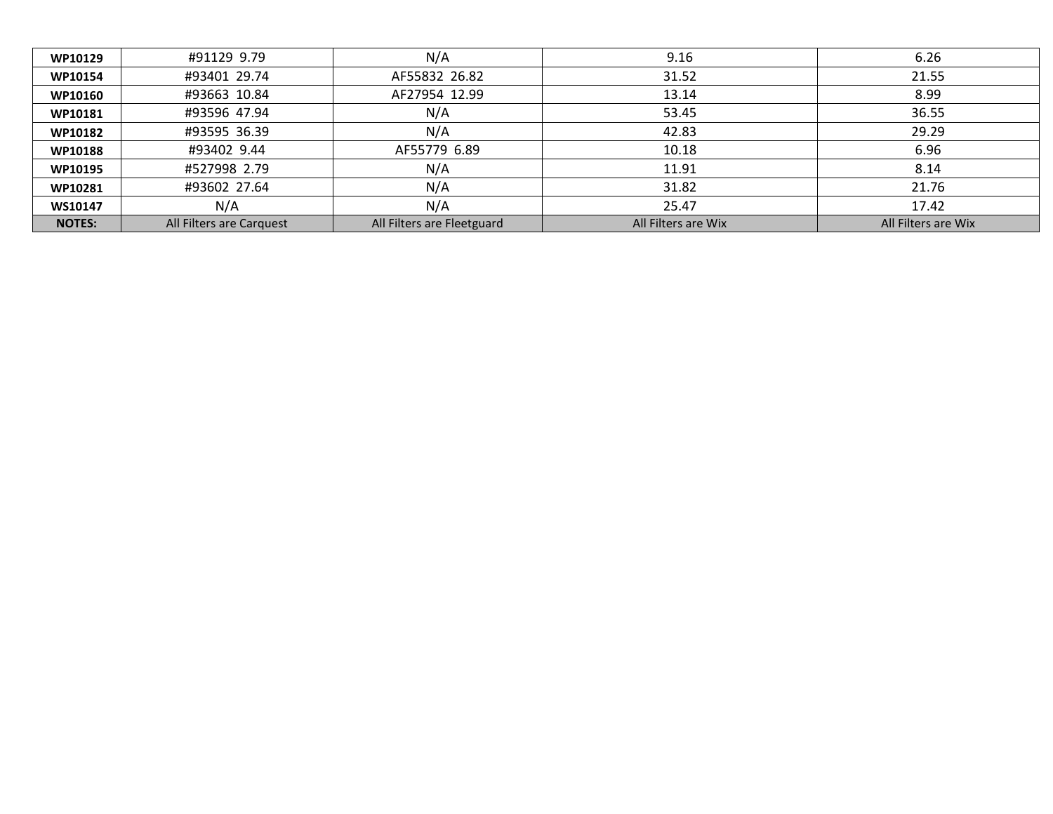| | | | | |
|---|---|---|---|---|
| **WP10129** | #91129 9.79 | N/A | 9.16 | 6.26 |
| **WP10154** | #93401 29.74 | AF55832 26.82 | 31.52 | 21.55 |
| **WP10160** | #93663 10.84 | AF27954 12.99 | 13.14 | 8.99 |
| **WP10181** | #93596 47.94 | N/A | 53.45 | 36.55 |
| **WP10182** | #93595 36.39 | N/A | 42.83 | 29.29 |
| **WP10188** | #93402 9.44 | AF55779 6.89 | 10.18 | 6.96 |
| **WP10195** | #527998 2.79 | N/A | 11.91 | 8.14 |
| **WP10281** | #93602 27.64 | N/A | 31.82 | 21.76 |
| **WS10147** | N/A | N/A | 25.47 | 17.42 |
| **NOTES:** | All Filters are Carquest | All Filters are Fleetguard | All Filters are Wix | All Filters are Wix |